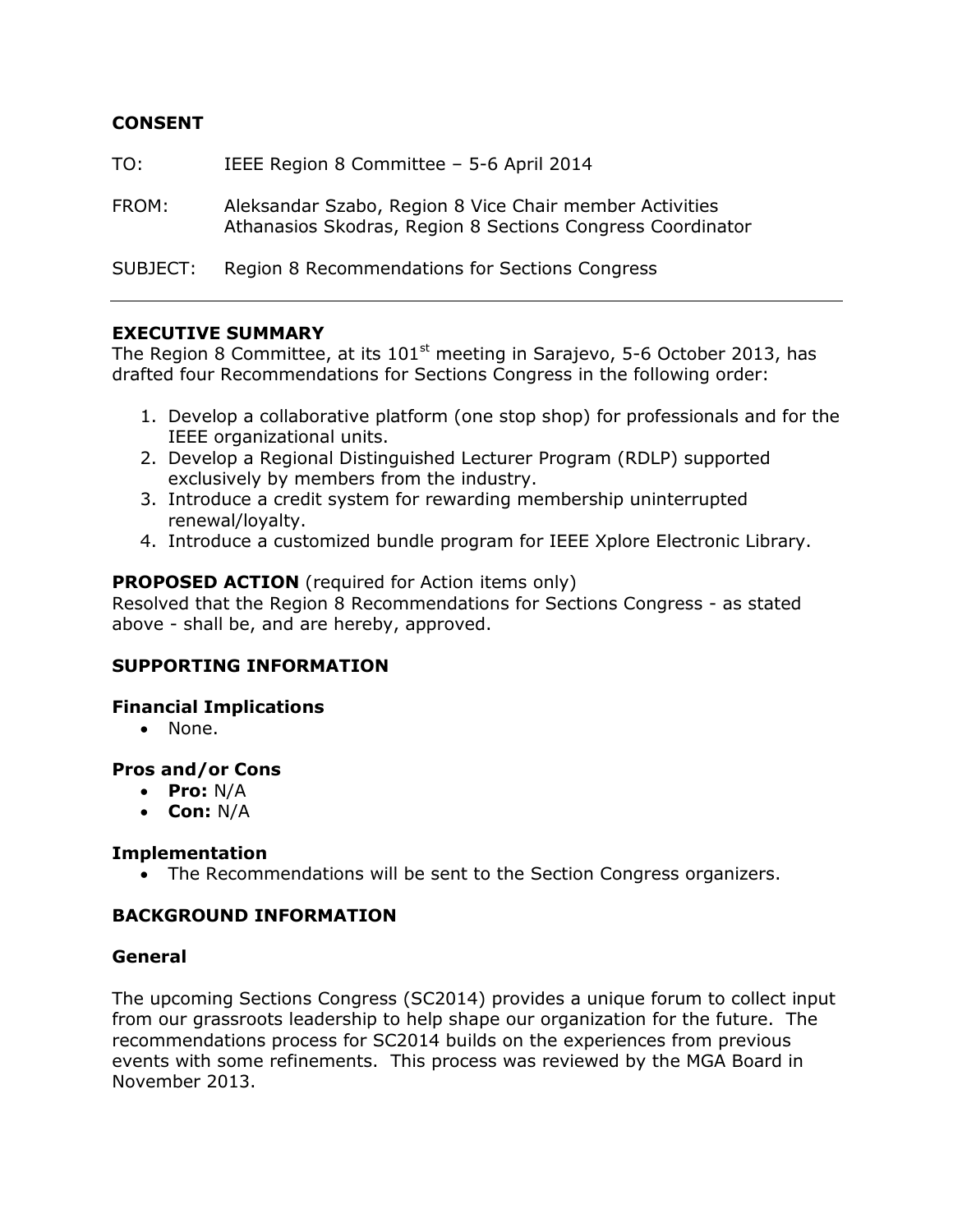**CONSENT**

TO: IEEE Region 8 Committee – 5-6 April 2014

FROM: Aleksandar Szabo, Region 8 Vice Chair member Activities
Athanasios Skodras, Region 8 Sections Congress Coordinator

SUBJECT: Region 8 Recommendations for Sections Congress

---

**EXECUTIVE SUMMARY**

The Region 8 Committee, at its 101st meeting in Sarajevo, 5-6 October 2013, has drafted four Recommendations for Sections Congress in the following order:

1. Develop a collaborative platform (one stop shop) for professionals and for the IEEE organizational units.
2. Develop a Regional Distinguished Lecturer Program (RDLP) supported exclusively by members from the industry.
3. Introduce a credit system for rewarding membership uninterrupted renewal/loyalty.
4. Introduce a customized bundle program for IEEE Xplore Electronic Library.

**PROPOSED ACTION** (required for Action items only)

Resolved that the Region 8 Recommendations for Sections Congress - as stated above - shall be, and are hereby, approved.

**SUPPORTING INFORMATION**

**Financial Implications**

- None.

**Pros and/or Cons**

- **Pro:** N/A
- **Con:** N/A

**Implementation**

- The Recommendations will be sent to the Section Congress organizers.

**BACKGROUND INFORMATION**

**General**

The upcoming Sections Congress (SC2014) provides a unique forum to collect input from our grassroots leadership to help shape our organization for the future. The recommendations process for SC2014 builds on the experiences from previous events with some refinements. This process was reviewed by the MGA Board in November 2013.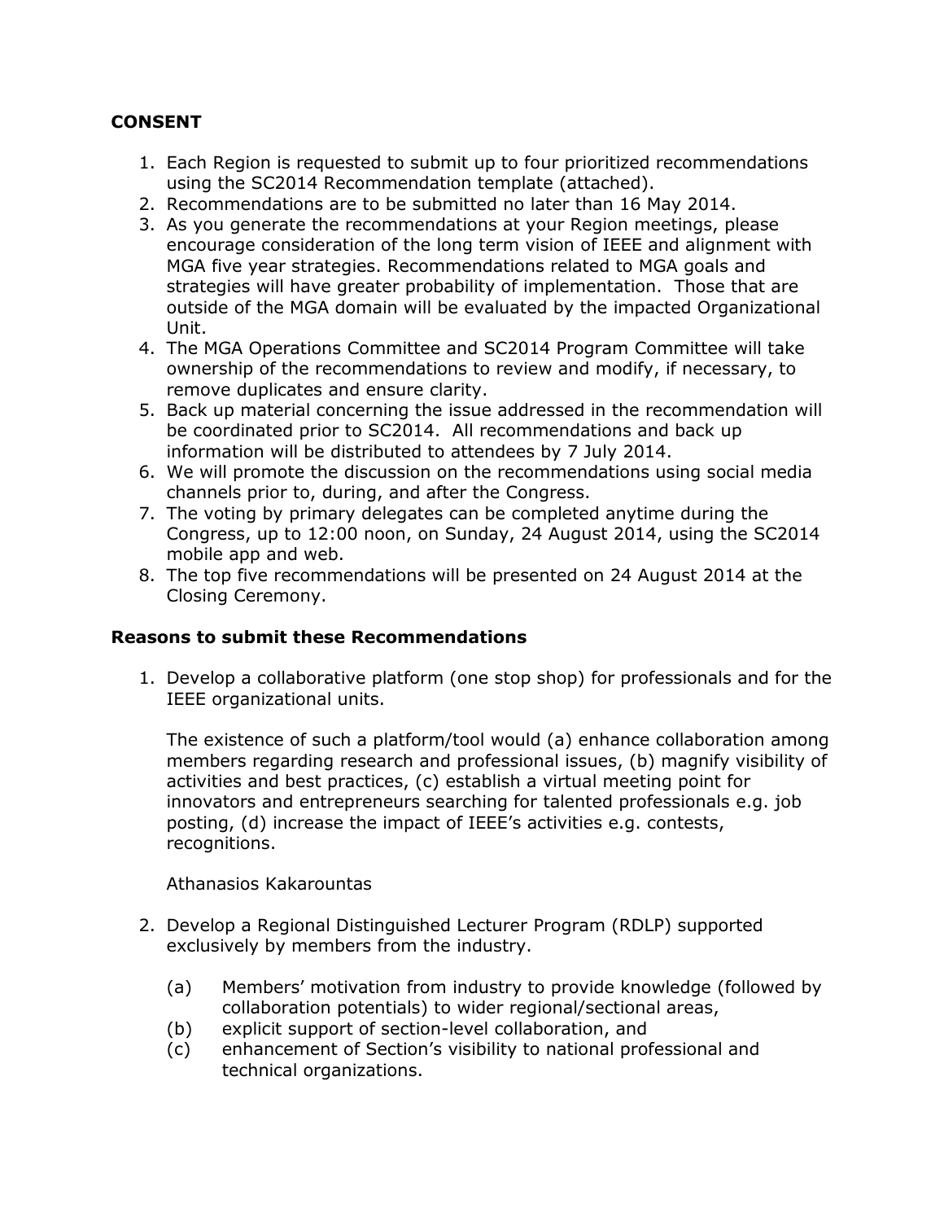**CONSENT**

1. Each Region is requested to submit up to four prioritized recommendations using the SC2014 Recommendation template (attached).
2. Recommendations are to be submitted no later than 16 May 2014.
3. As you generate the recommendations at your Region meetings, please encourage consideration of the long term vision of IEEE and alignment with MGA five year strategies. Recommendations related to MGA goals and strategies will have greater probability of implementation. Those that are outside of the MGA domain will be evaluated by the impacted Organizational Unit.
4. The MGA Operations Committee and SC2014 Program Committee will take ownership of the recommendations to review and modify, if necessary, to remove duplicates and ensure clarity.
5. Back up material concerning the issue addressed in the recommendation will be coordinated prior to SC2014. All recommendations and back up information will be distributed to attendees by 7 July 2014.
6. We will promote the discussion on the recommendations using social media channels prior to, during, and after the Congress.
7. The voting by primary delegates can be completed anytime during the Congress, up to 12:00 noon, on Sunday, 24 August 2014, using the SC2014 mobile app and web.
8. The top five recommendations will be presented on 24 August 2014 at the Closing Ceremony.

**Reasons to submit these Recommendations**

1. Develop a collaborative platform (one stop shop) for professionals and for the IEEE organizational units.

   The existence of such a platform/tool would (a) enhance collaboration among members regarding research and professional issues, (b) magnify visibility of activities and best practices, (c) establish a virtual meeting point for innovators and entrepreneurs searching for talented professionals e.g. job posting, (d) increase the impact of IEEE's activities e.g. contests, recognitions.

   Athanasios Kakarountas

2. Develop a Regional Distinguished Lecturer Program (RDLP) supported exclusively by members from the industry.

   (a) Members' motivation from industry to provide knowledge (followed by collaboration potentials) to wider regional/sectional areas,
   (b) explicit support of section-level collaboration, and
   (c) enhancement of Section's visibility to national professional and technical organizations.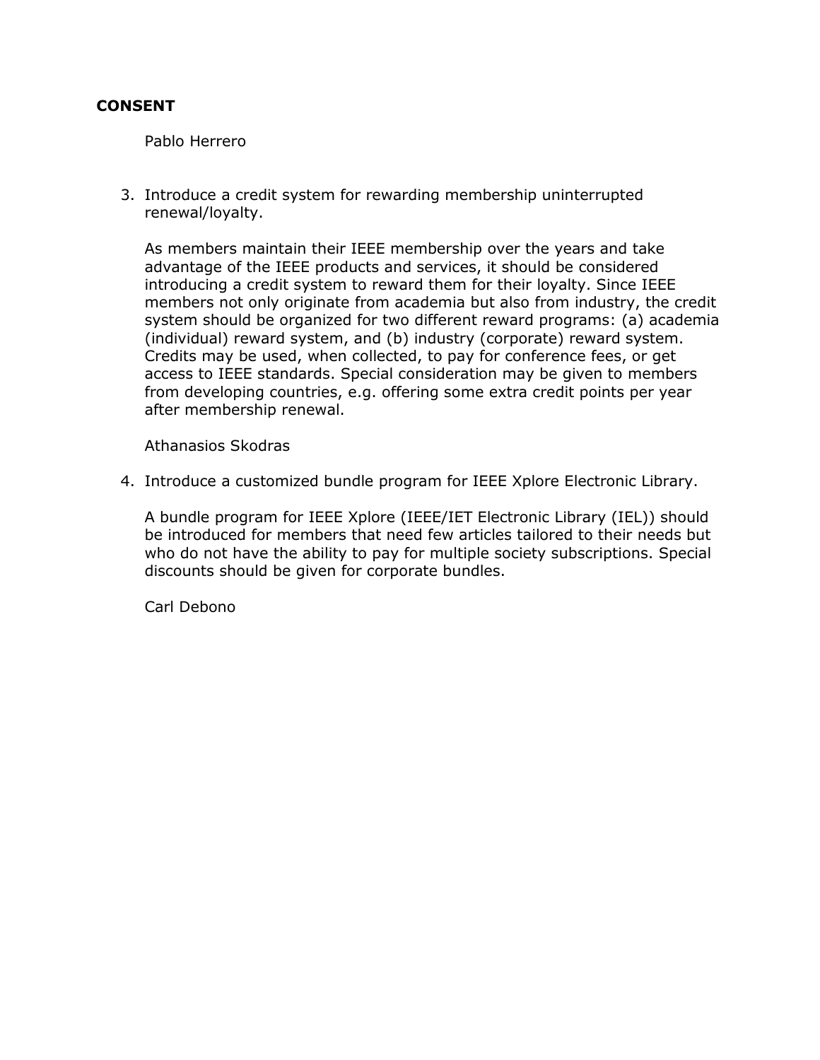**CONSENT**

Pablo Herrero

3. Introduce a credit system for rewarding membership uninterrupted renewal/loyalty.

   As members maintain their IEEE membership over the years and take advantage of the IEEE products and services, it should be considered introducing a credit system to reward them for their loyalty. Since IEEE members not only originate from academia but also from industry, the credit system should be organized for two different reward programs: (a) academia (individual) reward system, and (b) industry (corporate) reward system. Credits may be used, when collected, to pay for conference fees, or get access to IEEE standards. Special consideration may be given to members from developing countries, e.g. offering some extra credit points per year after membership renewal.

   Athanasios Skodras

4. Introduce a customized bundle program for IEEE Xplore Electronic Library.

   A bundle program for IEEE Xplore (IEEE/IET Electronic Library (IEL)) should be introduced for members that need few articles tailored to their needs but who do not have the ability to pay for multiple society subscriptions. Special discounts should be given for corporate bundles.

   Carl Debono